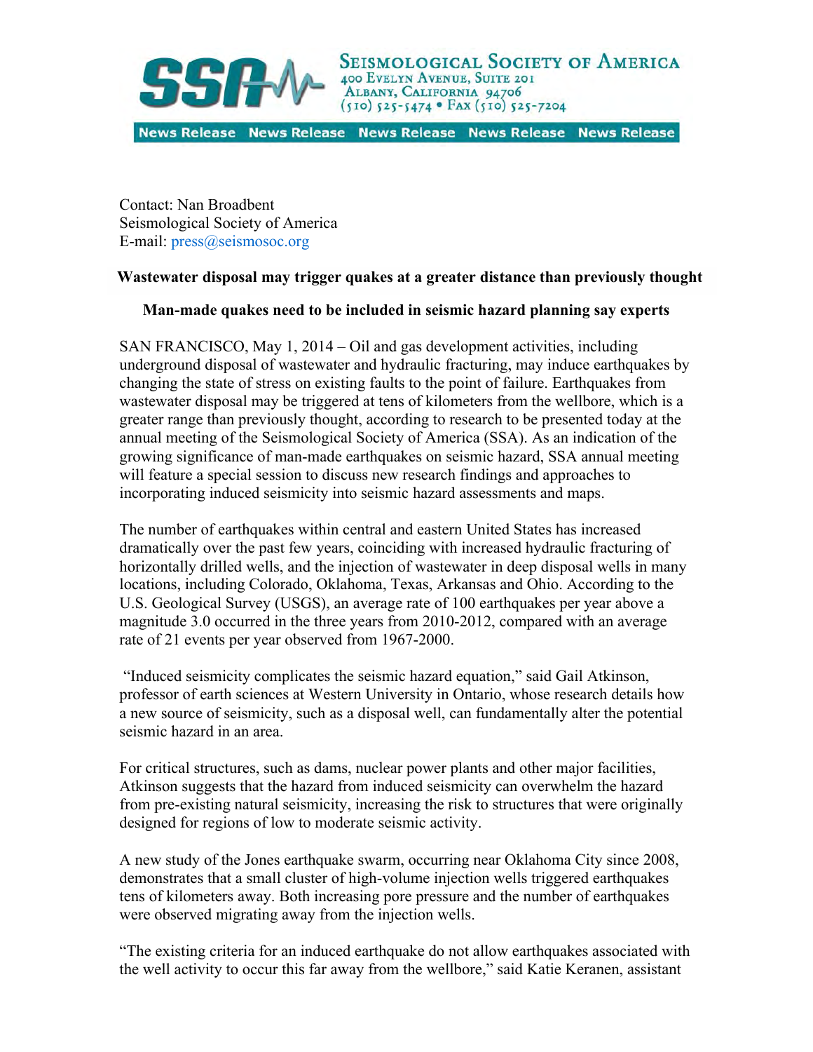SEISMOLOGICAL SOCIETY OF AMERICA
400 Evelyn Avenue, Suite 201
Albany, California 94706
(510) 525-5474 • Fax (510) 525-7204

News Release

Contact: Nan Broadbent
Seismological Society of America
E-mail: press@seismosoc.org

**Wastewater disposal may trigger quakes at a greater distance than previously thought**

**Man-made quakes need to be included in seismic hazard planning say experts**

SAN FRANCISCO, May 1, 2014 – Oil and gas development activities, including underground disposal of wastewater and hydraulic fracturing, may induce earthquakes by changing the state of stress on existing faults to the point of failure. Earthquakes from wastewater disposal may be triggered at tens of kilometers from the wellbore, which is a greater range than previously thought, according to research to be presented today at the annual meeting of the Seismological Society of America (SSA). As an indication of the growing significance of man-made earthquakes on seismic hazard, SSA annual meeting will feature a special session to discuss new research findings and approaches to incorporating induced seismicity into seismic hazard assessments and maps.

The number of earthquakes within central and eastern United States has increased dramatically over the past few years, coinciding with increased hydraulic fracturing of horizontally drilled wells, and the injection of wastewater in deep disposal wells in many locations, including Colorado, Oklahoma, Texas, Arkansas and Ohio. According to the U.S. Geological Survey (USGS), an average rate of 100 earthquakes per year above a magnitude 3.0 occurred in the three years from 2010-2012, compared with an average rate of 21 events per year observed from 1967-2000.

"Induced seismicity complicates the seismic hazard equation," said Gail Atkinson, professor of earth sciences at Western University in Ontario, whose research details how a new source of seismicity, such as a disposal well, can fundamentally alter the potential seismic hazard in an area.

For critical structures, such as dams, nuclear power plants and other major facilities, Atkinson suggests that the hazard from induced seismicity can overwhelm the hazard from pre-existing natural seismicity, increasing the risk to structures that were originally designed for regions of low to moderate seismic activity.

A new study of the Jones earthquake swarm, occurring near Oklahoma City since 2008, demonstrates that a small cluster of high-volume injection wells triggered earthquakes tens of kilometers away. Both increasing pore pressure and the number of earthquakes were observed migrating away from the injection wells.

"The existing criteria for an induced earthquake do not allow earthquakes associated with the well activity to occur this far away from the wellbore," said Katie Keranen, assistant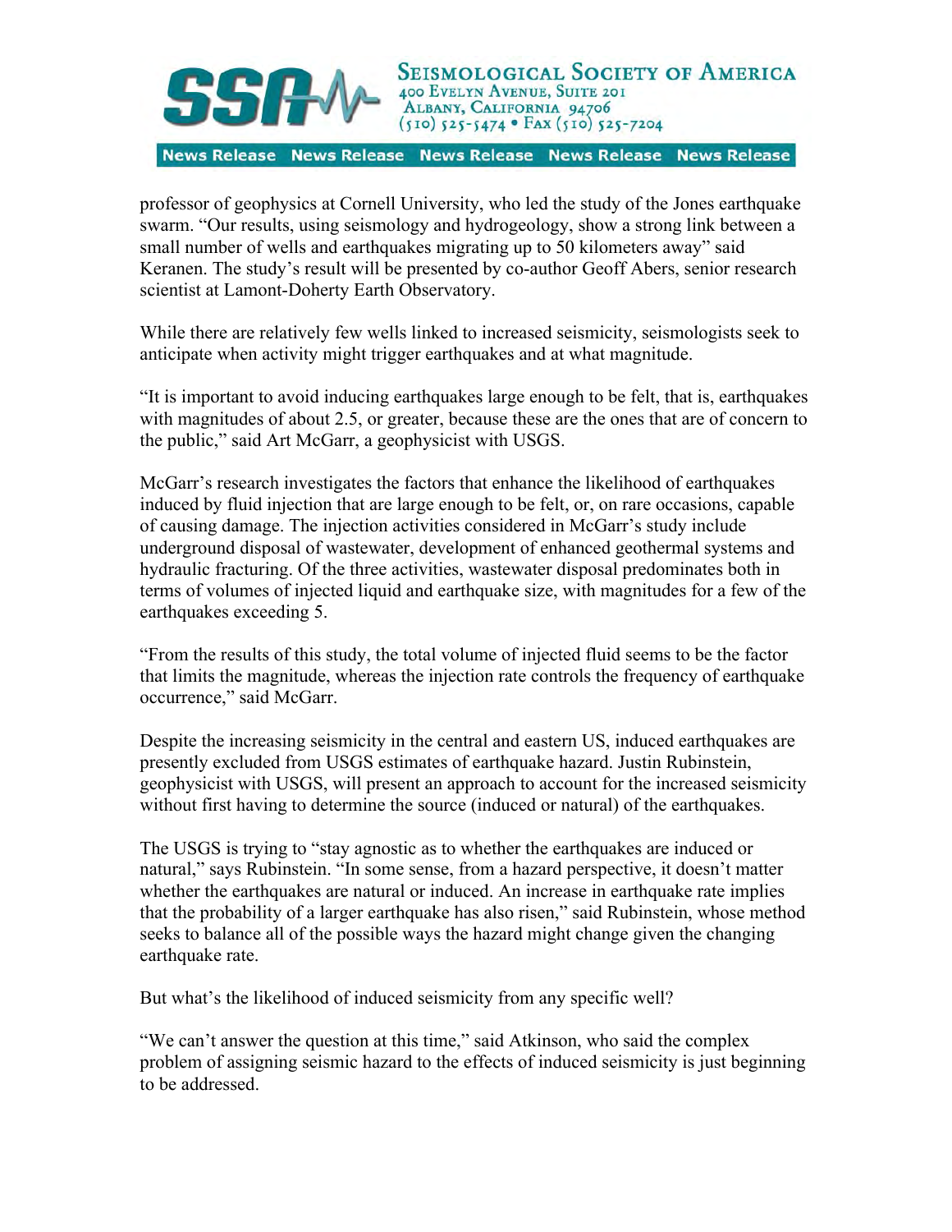professor of geophysics at Cornell University, who led the study of the Jones earthquake swarm. "Our results, using seismology and hydrogeology, show a strong link between a small number of wells and earthquakes migrating up to 50 kilometers away" said Keranen. The study's result will be presented by co-author Geoff Abers, senior research scientist at Lamont-Doherty Earth Observatory.

While there are relatively few wells linked to increased seismicity, seismologists seek to anticipate when activity might trigger earthquakes and at what magnitude.

"It is important to avoid inducing earthquakes large enough to be felt, that is, earthquakes with magnitudes of about 2.5, or greater, because these are the ones that are of concern to the public," said Art McGarr, a geophysicist with USGS.

McGarr's research investigates the factors that enhance the likelihood of earthquakes induced by fluid injection that are large enough to be felt, or, on rare occasions, capable of causing damage. The injection activities considered in McGarr's study include underground disposal of wastewater, development of enhanced geothermal systems and hydraulic fracturing. Of the three activities, wastewater disposal predominates both in terms of volumes of injected liquid and earthquake size, with magnitudes for a few of the earthquakes exceeding 5.

"From the results of this study, the total volume of injected fluid seems to be the factor that limits the magnitude, whereas the injection rate controls the frequency of earthquake occurrence," said McGarr.

Despite the increasing seismicity in the central and eastern US, induced earthquakes are presently excluded from USGS estimates of earthquake hazard. Justin Rubinstein, geophysicist with USGS, will present an approach to account for the increased seismicity without first having to determine the source (induced or natural) of the earthquakes.

The USGS is trying to "stay agnostic as to whether the earthquakes are induced or natural," says Rubinstein. "In some sense, from a hazard perspective, it doesn't matter whether the earthquakes are natural or induced. An increase in earthquake rate implies that the probability of a larger earthquake has also risen," said Rubinstein, whose method seeks to balance all of the possible ways the hazard might change given the changing earthquake rate.

But what's the likelihood of induced seismicity from any specific well?

"We can't answer the question at this time," said Atkinson, who said the complex problem of assigning seismic hazard to the effects of induced seismicity is just beginning to be addressed.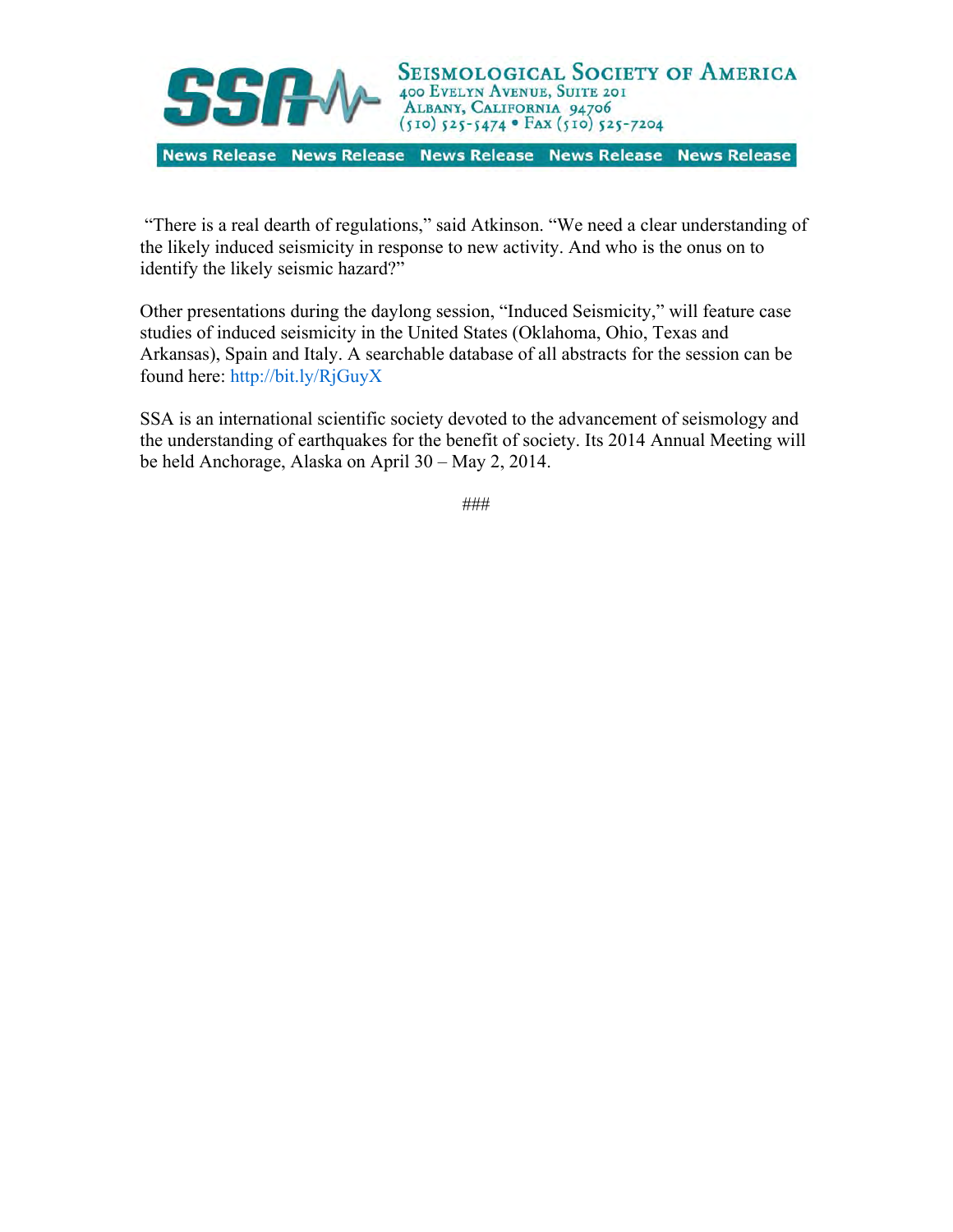"There is a real dearth of regulations," said Atkinson. "We need a clear understanding of the likely induced seismicity in response to new activity. And who is the onus on to identify the likely seismic hazard?"

Other presentations during the daylong session, "Induced Seismicity," will feature case studies of induced seismicity in the United States (Oklahoma, Ohio, Texas and Arkansas), Spain and Italy. A searchable database of all abstracts for the session can be found here: http://bit.ly/RjGuyX

SSA is an international scientific society devoted to the advancement of seismology and the understanding of earthquakes for the benefit of society. Its 2014 Annual Meeting will be held Anchorage, Alaska on April 30 – May 2, 2014.

###